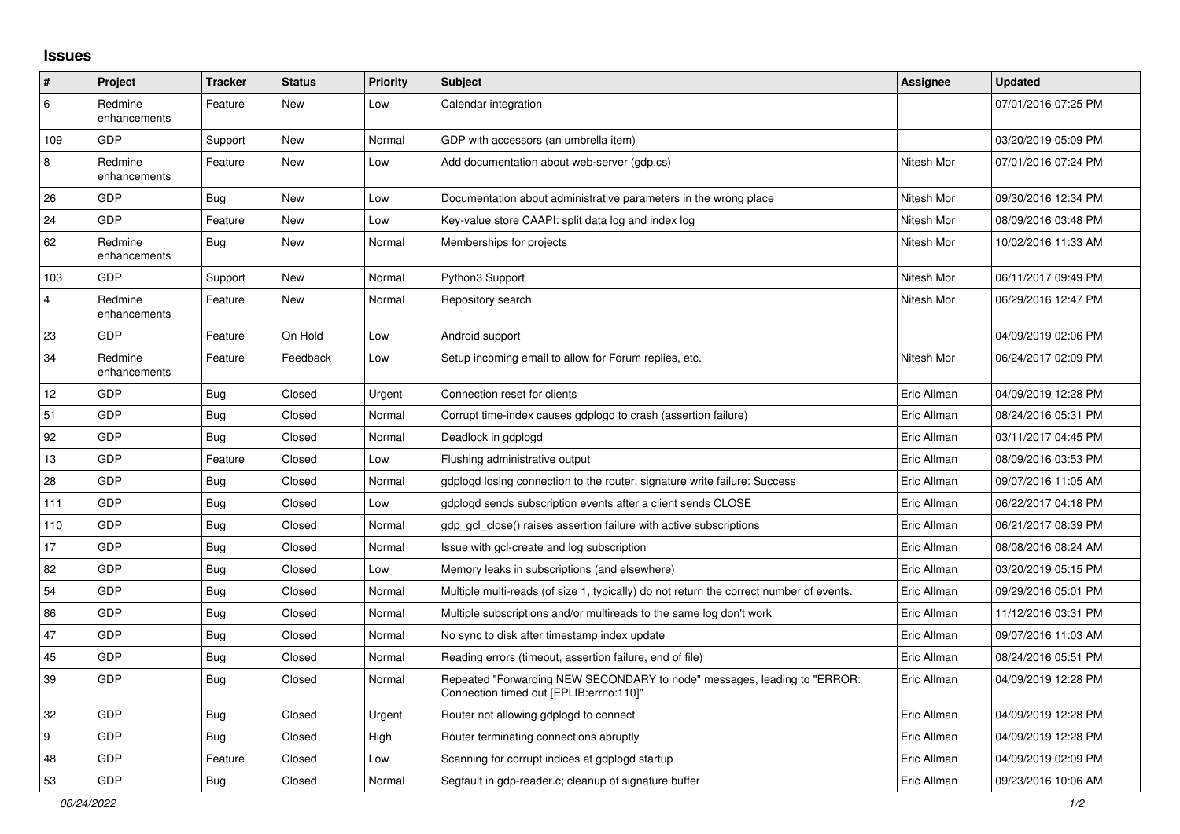## Issues

| # | Project | Tracker | Status | Priority | Subject | Assignee | Updated |
|---|---|---|---|---|---|---|---|
| 6 | Redmine enhancements | Feature | New | Low | Calendar integration | | 07/01/2016 07:25 PM |
| 109 | GDP | Support | New | Normal | GDP with accessors (an umbrella item) | | 03/20/2019 05:09 PM |
| 8 | Redmine enhancements | Feature | New | Low | Add documentation about web-server (gdp.cs) | Nitesh Mor | 07/01/2016 07:24 PM |
| 26 | GDP | Bug | New | Low | Documentation about administrative parameters in the wrong place | Nitesh Mor | 09/30/2016 12:34 PM |
| 24 | GDP | Feature | New | Low | Key-value store CAAPI: split data log and index log | Nitesh Mor | 08/09/2016 03:48 PM |
| 62 | Redmine enhancements | Bug | New | Normal | Memberships for projects | Nitesh Mor | 10/02/2016 11:33 AM |
| 103 | GDP | Support | New | Normal | Python3 Support | Nitesh Mor | 06/11/2017 09:49 PM |
| 4 | Redmine enhancements | Feature | New | Normal | Repository search | Nitesh Mor | 06/29/2016 12:47 PM |
| 23 | GDP | Feature | On Hold | Low | Android support | | 04/09/2019 02:06 PM |
| 34 | Redmine enhancements | Feature | Feedback | Low | Setup incoming email to allow for Forum replies, etc. | Nitesh Mor | 06/24/2017 02:09 PM |
| 12 | GDP | Bug | Closed | Urgent | Connection reset for clients | Eric Allman | 04/09/2019 12:28 PM |
| 51 | GDP | Bug | Closed | Normal | Corrupt time-index causes gdplogd to crash (assertion failure) | Eric Allman | 08/24/2016 05:31 PM |
| 92 | GDP | Bug | Closed | Normal | Deadlock in gdplogd | Eric Allman | 03/11/2017 04:45 PM |
| 13 | GDP | Feature | Closed | Low | Flushing administrative output | Eric Allman | 08/09/2016 03:53 PM |
| 28 | GDP | Bug | Closed | Normal | gdplogd losing connection to the router. signature write failure: Success | Eric Allman | 09/07/2016 11:05 AM |
| 111 | GDP | Bug | Closed | Low | gdplogd sends subscription events after a client sends CLOSE | Eric Allman | 06/22/2017 04:18 PM |
| 110 | GDP | Bug | Closed | Normal | gdp_gcl_close() raises assertion failure with active subscriptions | Eric Allman | 06/21/2017 08:39 PM |
| 17 | GDP | Bug | Closed | Normal | Issue with gcl-create and log subscription | Eric Allman | 08/08/2016 08:24 AM |
| 82 | GDP | Bug | Closed | Low | Memory leaks in subscriptions (and elsewhere) | Eric Allman | 03/20/2019 05:15 PM |
| 54 | GDP | Bug | Closed | Normal | Multiple multi-reads (of size 1, typically) do not return the correct number of events. | Eric Allman | 09/29/2016 05:01 PM |
| 86 | GDP | Bug | Closed | Normal | Multiple subscriptions and/or multireads to the same log don't work | Eric Allman | 11/12/2016 03:31 PM |
| 47 | GDP | Bug | Closed | Normal | No sync to disk after timestamp index update | Eric Allman | 09/07/2016 11:03 AM |
| 45 | GDP | Bug | Closed | Normal | Reading errors (timeout, assertion failure, end of file) | Eric Allman | 08/24/2016 05:51 PM |
| 39 | GDP | Bug | Closed | Normal | Repeated "Forwarding NEW SECONDARY to node" messages, leading to "ERROR: Connection timed out [EPLIB:errno:110]" | Eric Allman | 04/09/2019 12:28 PM |
| 32 | GDP | Bug | Closed | Urgent | Router not allowing gdplogd to connect | Eric Allman | 04/09/2019 12:28 PM |
| 9 | GDP | Bug | Closed | High | Router terminating connections abruptly | Eric Allman | 04/09/2019 12:28 PM |
| 48 | GDP | Feature | Closed | Low | Scanning for corrupt indices at gdplogd startup | Eric Allman | 04/09/2019 02:09 PM |
| 53 | GDP | Bug | Closed | Normal | Segfault in gdp-reader.c; cleanup of signature buffer | Eric Allman | 09/23/2016 10:06 AM |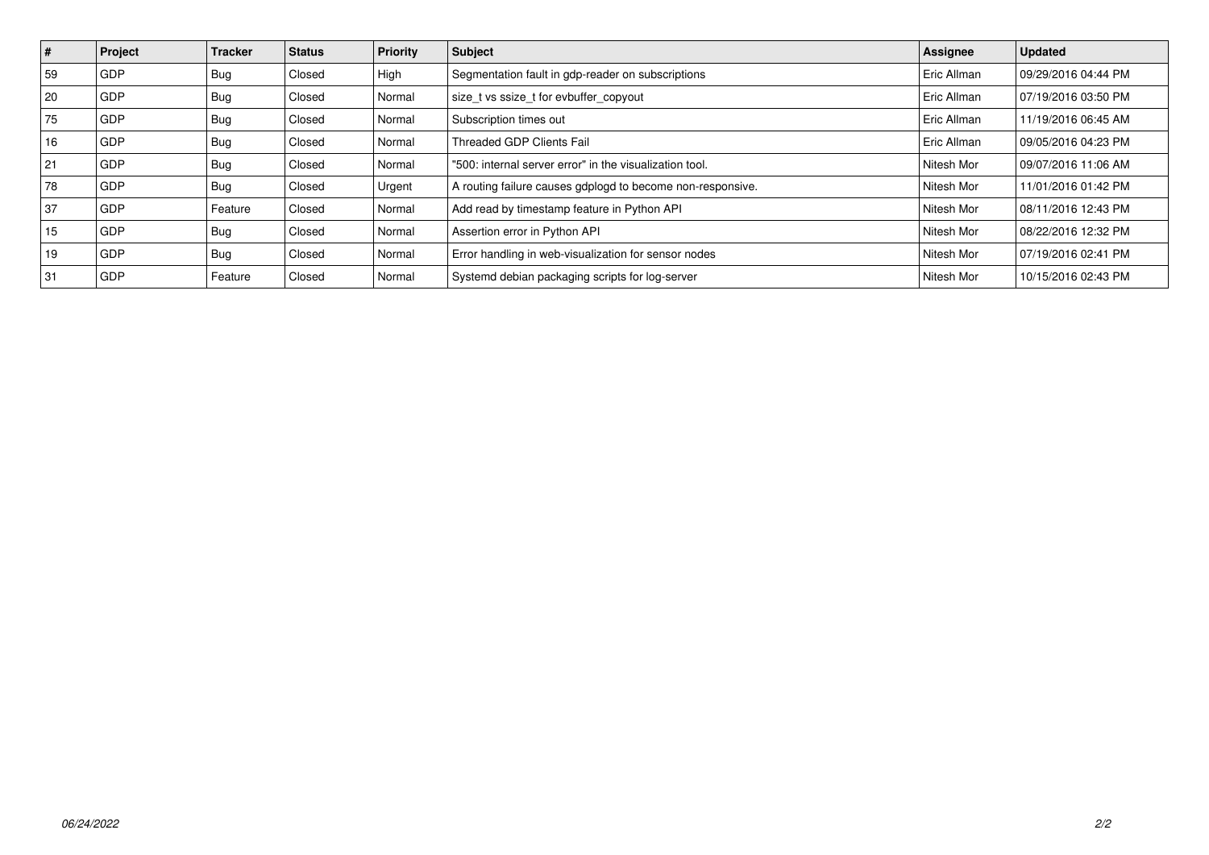| # | Project | Tracker | Status | Priority | Subject | Assignee | Updated |
|---|---|---|---|---|---|---|---|
| 59 | GDP | Bug | Closed | High | Segmentation fault in gdp-reader on subscriptions | Eric Allman | 09/29/2016 04:44 PM |
| 20 | GDP | Bug | Closed | Normal | size_t vs ssize_t for evbuffer_copyout | Eric Allman | 07/19/2016 03:50 PM |
| 75 | GDP | Bug | Closed | Normal | Subscription times out | Eric Allman | 11/19/2016 06:45 AM |
| 16 | GDP | Bug | Closed | Normal | Threaded GDP Clients Fail | Eric Allman | 09/05/2016 04:23 PM |
| 21 | GDP | Bug | Closed | Normal | "500: internal server error" in the visualization tool. | Nitesh Mor | 09/07/2016 11:06 AM |
| 78 | GDP | Bug | Closed | Urgent | A routing failure causes gdplogd to become non-responsive. | Nitesh Mor | 11/01/2016 01:42 PM |
| 37 | GDP | Feature | Closed | Normal | Add read by timestamp feature in Python API | Nitesh Mor | 08/11/2016 12:43 PM |
| 15 | GDP | Bug | Closed | Normal | Assertion error in Python API | Nitesh Mor | 08/22/2016 12:32 PM |
| 19 | GDP | Bug | Closed | Normal | Error handling in web-visualization for sensor nodes | Nitesh Mor | 07/19/2016 02:41 PM |
| 31 | GDP | Feature | Closed | Normal | Systemd debian packaging scripts for log-server | Nitesh Mor | 10/15/2016 02:43 PM |